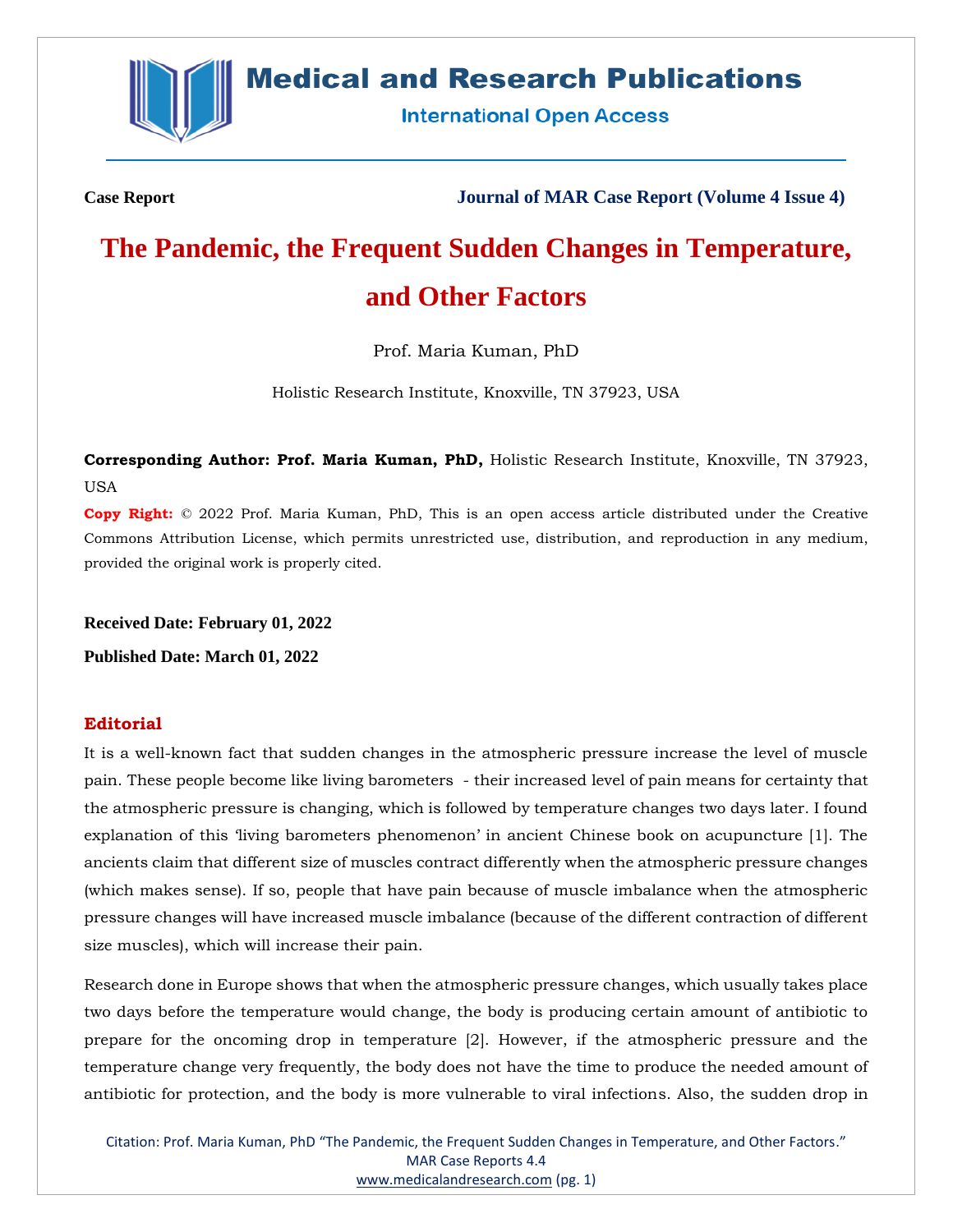**Case Report** **Journal of MAR Case Report (Volume 4 Issue 4)**

# The Pandemic, the Frequent Sudden Changes in Temperature, and Other Factors

Prof. Maria Kuman, PhD

Holistic Research Institute, Knoxville, TN 37923, USA

**Corresponding Author: Prof. Maria Kuman, PhD,** Holistic Research Institute, Knoxville, TN 37923, USA

**Copy Right:** © 2022 Prof. Maria Kuman, PhD, This is an open access article distributed under the Creative Commons Attribution License, which permits unrestricted use, distribution, and reproduction in any medium, provided the original work is properly cited.

**Received Date: February 01, 2022**

**Published Date: March 01, 2022**

## Editorial

It is a well-known fact that sudden changes in the atmospheric pressure increase the level of muscle pain. These people become like living barometers - their increased level of pain means for certainty that the atmospheric pressure is changing, which is followed by temperature changes two days later. I found explanation of this 'living barometers phenomenon' in ancient Chinese book on acupuncture [1]. The ancients claim that different size of muscles contract differently when the atmospheric pressure changes (which makes sense). If so, people that have pain because of muscle imbalance when the atmospheric pressure changes will have increased muscle imbalance (because of the different contraction of different size muscles), which will increase their pain.

Research done in Europe shows that when the atmospheric pressure changes, which usually takes place two days before the temperature would change, the body is producing certain amount of antibiotic to prepare for the oncoming drop in temperature [2]. However, if the atmospheric pressure and the temperature change very frequently, the body does not have the time to produce the needed amount of antibiotic for protection, and the body is more vulnerable to viral infections. Also, the sudden drop in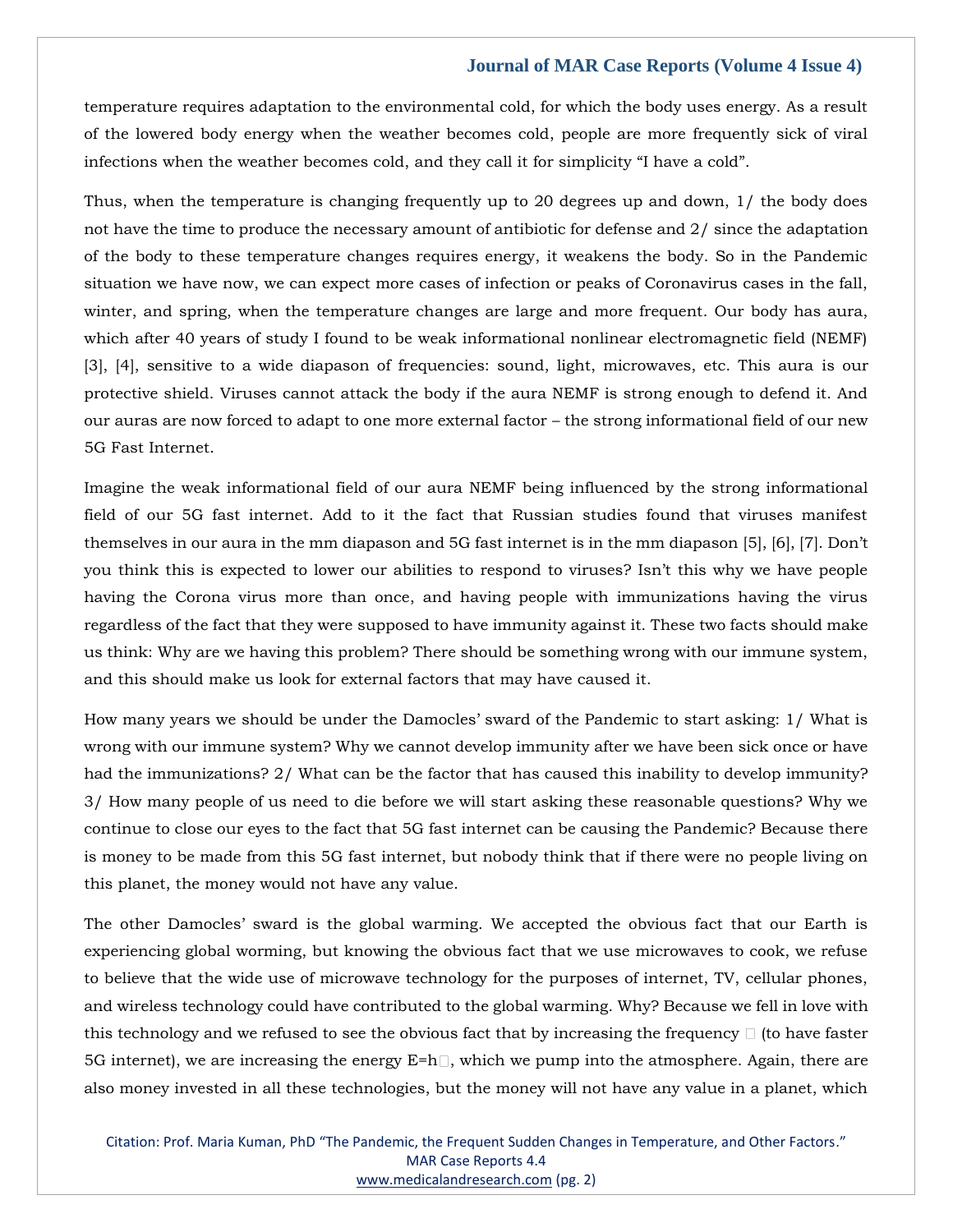temperature requires adaptation to the environmental cold, for which the body uses energy. As a result of the lowered body energy when the weather becomes cold, people are more frequently sick of viral infections when the weather becomes cold, and they call it for simplicity "I have a cold".

Thus, when the temperature is changing frequently up to 20 degrees up and down, 1/ the body does not have the time to produce the necessary amount of antibiotic for defense and 2/ since the adaptation of the body to these temperature changes requires energy, it weakens the body. So in the Pandemic situation we have now, we can expect more cases of infection or peaks of Coronavirus cases in the fall, winter, and spring, when the temperature changes are large and more frequent. Our body has aura, which after 40 years of study I found to be weak informational nonlinear electromagnetic field (NEMF) [3], [4], sensitive to a wide diapason of frequencies: sound, light, microwaves, etc. This aura is our protective shield. Viruses cannot attack the body if the aura NEMF is strong enough to defend it. And our auras are now forced to adapt to one more external factor – the strong informational field of our new 5G Fast Internet.

Imagine the weak informational field of our aura NEMF being influenced by the strong informational field of our 5G fast internet. Add to it the fact that Russian studies found that viruses manifest themselves in our aura in the mm diapason and 5G fast internet is in the mm diapason [5], [6], [7]. Don't you think this is expected to lower our abilities to respond to viruses? Isn't this why we have people having the Corona virus more than once, and having people with immunizations having the virus regardless of the fact that they were supposed to have immunity against it. These two facts should make us think: Why are we having this problem? There should be something wrong with our immune system, and this should make us look for external factors that may have caused it.

How many years we should be under the Damocles' sward of the Pandemic to start asking: 1/ What is wrong with our immune system? Why we cannot develop immunity after we have been sick once or have had the immunizations? 2/ What can be the factor that has caused this inability to develop immunity? 3/ How many people of us need to die before we will start asking these reasonable questions? Why we continue to close our eyes to the fact that 5G fast internet can be causing the Pandemic? Because there is money to be made from this 5G fast internet, but nobody think that if there were no people living on this planet, the money would not have any value.

The other Damocles' sward is the global warming. We accepted the obvious fact that our Earth is experiencing global worming, but knowing the obvious fact that we use microwaves to cook, we refuse to believe that the wide use of microwave technology for the purposes of internet, TV, cellular phones, and wireless technology could have contributed to the global warming. Why? Because we fell in love with this technology and we refused to see the obvious fact that by increasing the frequency $\nu$ (to have faster 5G internet), we are increasing the energy $E=h\nu$, which we pump into the atmosphere. Again, there are also money invested in all these technologies, but the money will not have any value in a planet, which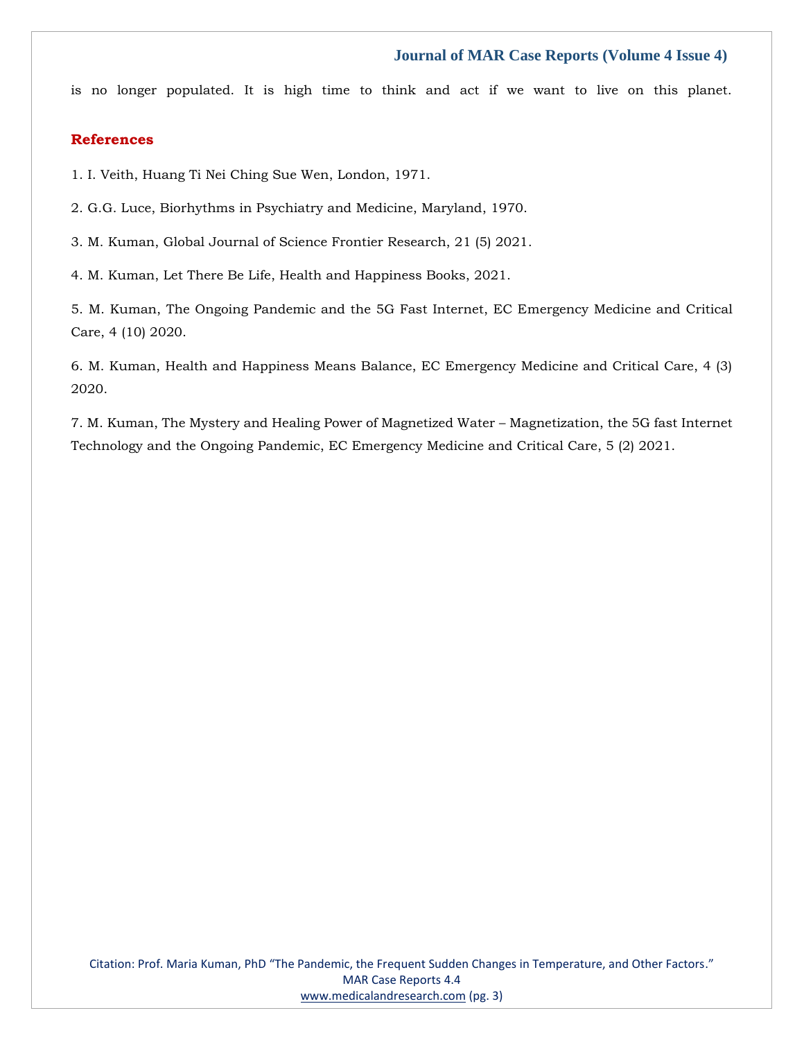is no longer populated. It is high time to think and act if we want to live on this planet.

## References

1. I. Veith, Huang Ti Nei Ching Sue Wen, London, 1971.

2. G.G. Luce, Biorhythms in Psychiatry and Medicine, Maryland, 1970.

3. M. Kuman, Global Journal of Science Frontier Research, 21 (5) 2021.

4. M. Kuman, Let There Be Life, Health and Happiness Books, 2021.

5. M. Kuman, The Ongoing Pandemic and the 5G Fast Internet, EC Emergency Medicine and Critical Care, 4 (10) 2020.

6. M. Kuman, Health and Happiness Means Balance, EC Emergency Medicine and Critical Care, 4 (3) 2020.

7. M. Kuman, The Mystery and Healing Power of Magnetized Water – Magnetization, the 5G fast Internet Technology and the Ongoing Pandemic, EC Emergency Medicine and Critical Care, 5 (2) 2021.